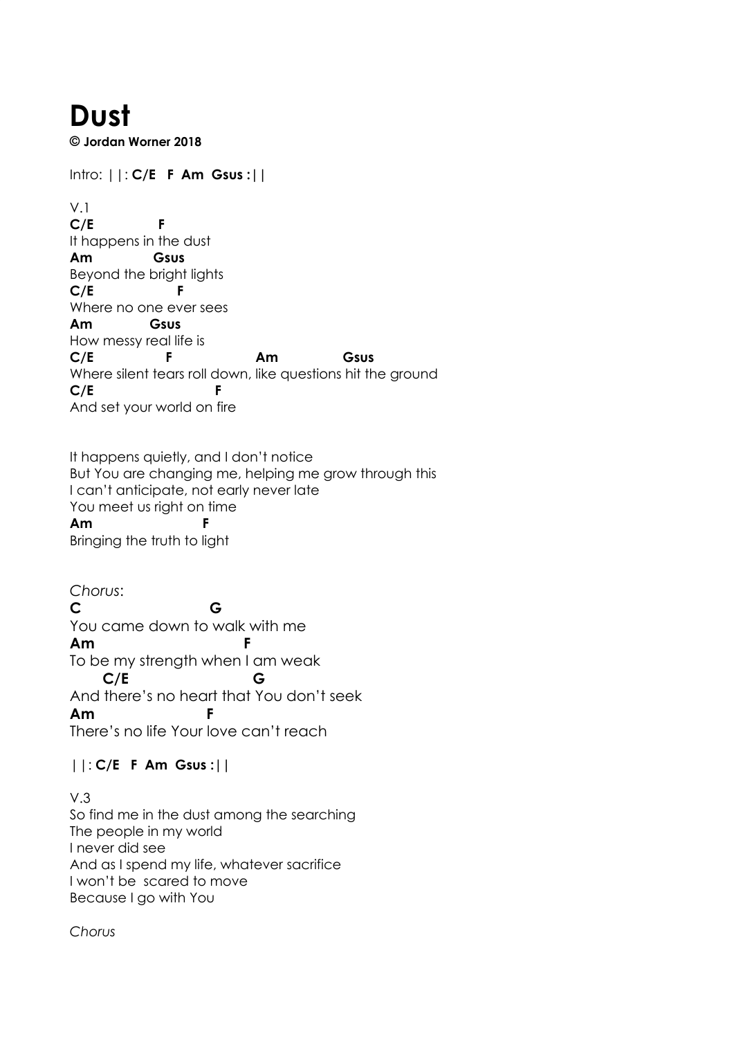# Dust

**© Jordan Worner 2018**

Intro: ||: **C/E F Am Gsus :**||

V.1

```
C/E            F
It happens in the dust
Am             Gsus
Beyond the bright lights
C/E                F
Where no one ever sees
Am             Gsus
How messy real life is
C/E              F                 Am             Gsus
Where silent tears roll down, like questions hit the ground
C/E                        F
And set your world on fire
```

It happens quietly, and I don't notice
But You are changing me, helping me grow through this
I can't anticipate, not early never late
You meet us right on time

```
Am                    F
Bringing the truth to light
```

*Chorus*:

```
C                          G
You came down to walk with me
Am                              F
To be my strength when I am weak
      C/E                       G
And there's no heart that You don't seek
Am                     F
There's no life Your love can't reach
```

||: **C/E F Am Gsus :**||

V.3

So find me in the dust among the searching
The people in my world
I never did see
And as I spend my life, whatever sacrifice
I won't be scared to move
Because I go with You

*Chorus*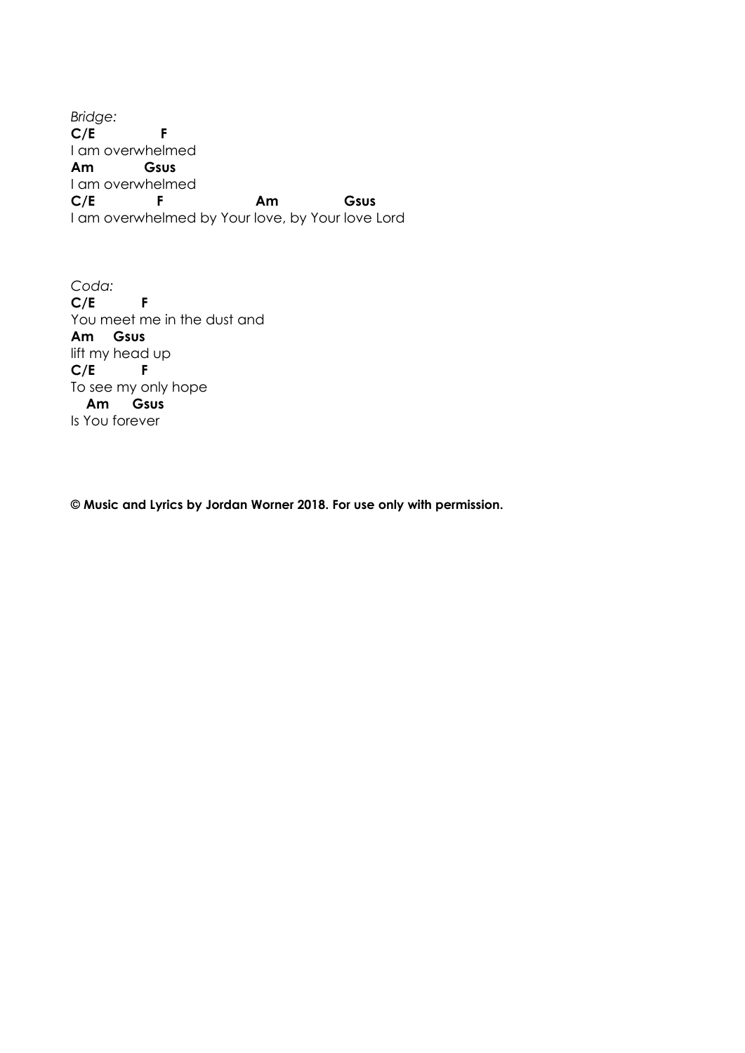*Bridge:*

```
C/E          F
I am overwhelmed
Am          Gsus
I am overwhelmed
C/E          F                Am            Gsus
I am overwhelmed by Your love, by Your love Lord
```

*Coda:*

```
C/E        F
You meet me in the dust and
Am    Gsus
lift my head up
C/E        F
To see my only hope
   Am     Gsus
Is You forever
```

**© Music and Lyrics by Jordan Worner 2018. For use only with permission.**